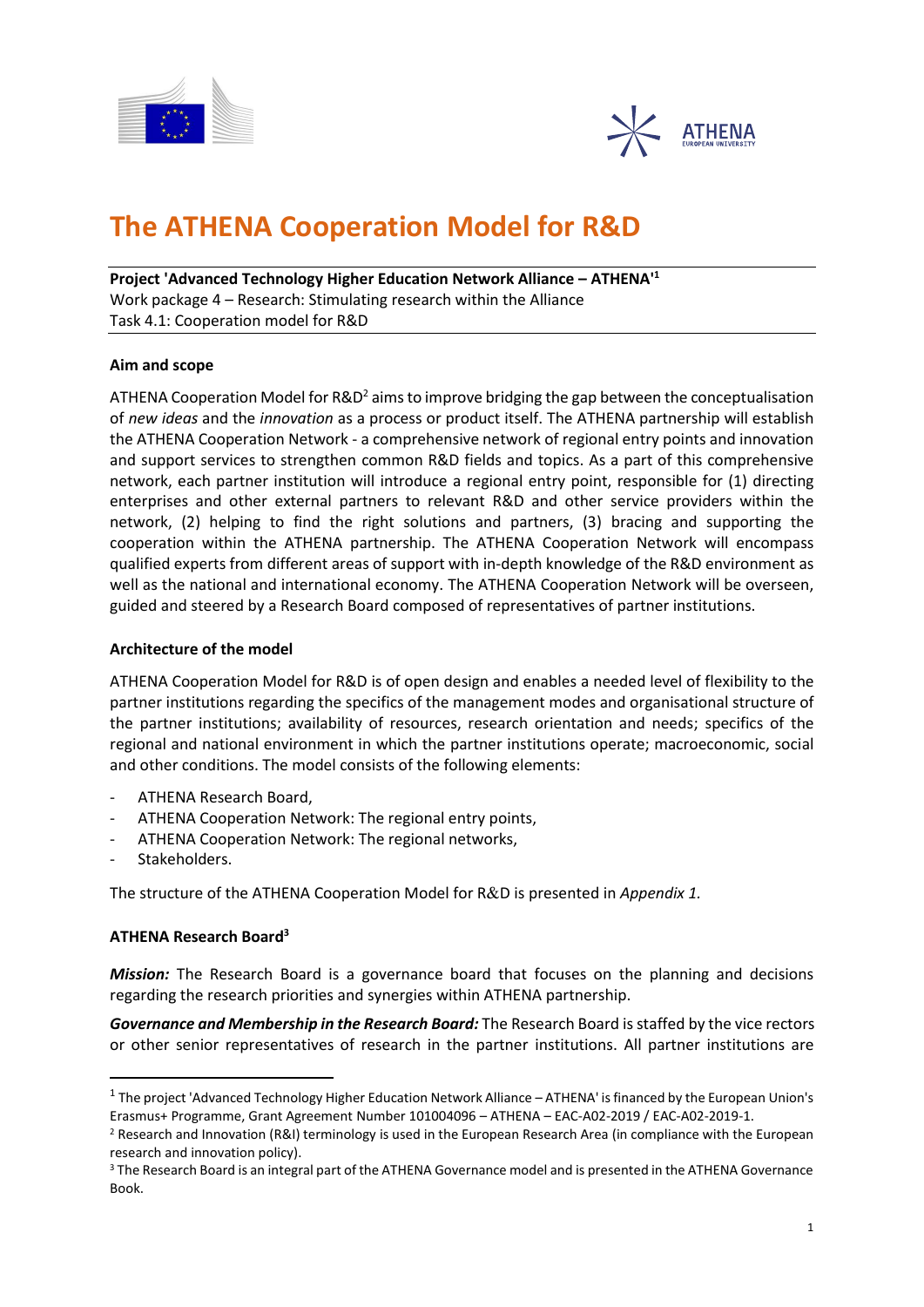# The ATHENA Cooperation Model for R&D

**Project 'Advanced Technology Higher Education Network Alliance – ATHENA'[1]**
Work package 4 – Research: Stimulating research within the Alliance
Task 4.1: Cooperation model for R&D

### Aim and scope

ATHENA Cooperation Model for R&D[2] aims to improve bridging the gap between the conceptualisation of *new ideas* and the *innovation* as a process or product itself. The ATHENA partnership will establish the ATHENA Cooperation Network - a comprehensive network of regional entry points and innovation and support services to strengthen common R&D fields and topics. As a part of this comprehensive network, each partner institution will introduce a regional entry point, responsible for (1) directing enterprises and other external partners to relevant R&D and other service providers within the network, (2) helping to find the right solutions and partners, (3) bracing and supporting the cooperation within the ATHENA partnership. The ATHENA Cooperation Network will encompass qualified experts from different areas of support with in-depth knowledge of the R&D environment as well as the national and international economy. The ATHENA Cooperation Network will be overseen, guided and steered by a Research Board composed of representatives of partner institutions.

### Architecture of the model

ATHENA Cooperation Model for R&D is of open design and enables a needed level of flexibility to the partner institutions regarding the specifics of the management modes and organisational structure of the partner institutions; availability of resources, research orientation and needs; specifics of the regional and national environment in which the partner institutions operate; macroeconomic, social and other conditions. The model consists of the following elements:

- ATHENA Research Board,
- ATHENA Cooperation Network: The regional entry points,
- ATHENA Cooperation Network: The regional networks,
- Stakeholders.

The structure of the ATHENA Cooperation Model for R&D is presented in *Appendix 1.*

### ATHENA Research Board[3]

***Mission:*** The Research Board is a governance board that focuses on the planning and decisions regarding the research priorities and synergies within ATHENA partnership.

***Governance and Membership in the Research Board:*** The Research Board is staffed by the vice rectors or other senior representatives of research in the partner institutions. All partner institutions are

---

[1] The project 'Advanced Technology Higher Education Network Alliance – ATHENA' is financed by the European Union's Erasmus+ Programme, Grant Agreement Number 101004096 – ATHENA – EAC-A02-2019 / EAC-A02-2019-1.

[2] Research and Innovation (R&I) terminology is used in the European Research Area (in compliance with the European research and innovation policy).

[3] The Research Board is an integral part of the ATHENA Governance model and is presented in the ATHENA Governance Book.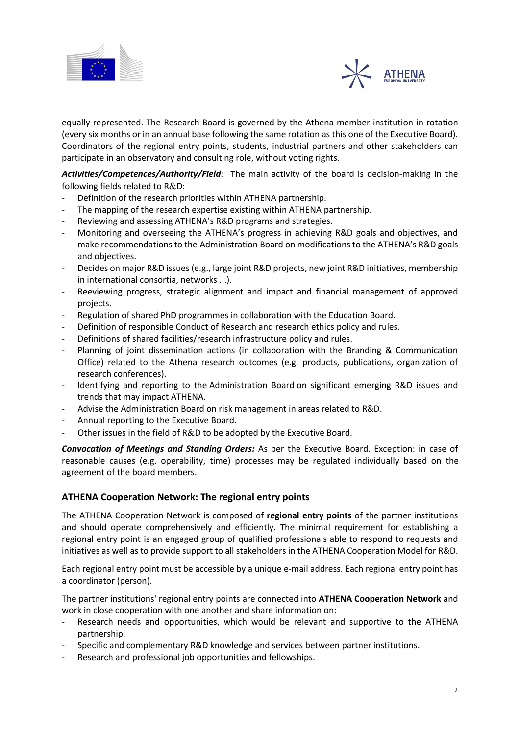equally represented. The Research Board is governed by the Athena member institution in rotation (every six months or in an annual base following the same rotation as this one of the Executive Board). Coordinators of the regional entry points, students, industrial partners and other stakeholders can participate in an observatory and consulting role, without voting rights.

***Activities/Competences/Authority/Field:*** The main activity of the board is decision-making in the following fields related to R&D:

- Definition of the research priorities within ATHENA partnership.
- The mapping of the research expertise existing within ATHENA partnership.
- Reviewing and assessing ATHENA's R&D programs and strategies.
- Monitoring and overseeing the ATHENA's progress in achieving R&D goals and objectives, and make recommendations to the Administration Board on modifications to the ATHENA's R&D goals and objectives.
- Decides on major R&D issues (e.g., large joint R&D projects, new joint R&D initiatives, membership in international consortia, networks ...).
- Reeviewing progress, strategic alignment and impact and financial management of approved projects.
- Regulation of shared PhD programmes in collaboration with the Education Board.
- Definition of responsible Conduct of Research and research ethics policy and rules.
- Definitions of shared facilities/research infrastructure policy and rules.
- Planning of joint dissemination actions (in collaboration with the Branding & Communication Office) related to the Athena research outcomes (e.g. products, publications, organization of research conferences).
- Identifying and reporting to the Administration Board on significant emerging R&D issues and trends that may impact ATHENA.
- Advise the Administration Board on risk management in areas related to R&D.
- Annual reporting to the Executive Board.
- Other issues in the field of R&D to be adopted by the Executive Board.

***Convocation of Meetings and Standing Orders:*** As per the Executive Board. Exception: in case of reasonable causes (e.g. operability, time) processes may be regulated individually based on the agreement of the board members.

## ATHENA Cooperation Network: The regional entry points

The ATHENA Cooperation Network is composed of **regional entry points** of the partner institutions and should operate comprehensively and efficiently. The minimal requirement for establishing a regional entry point is an engaged group of qualified professionals able to respond to requests and initiatives as well as to provide support to all stakeholders in the ATHENA Cooperation Model for R&D.

Each regional entry point must be accessible by a unique e-mail address. Each regional entry point has a coordinator (person).

The partner institutions' regional entry points are connected into **ATHENA Cooperation Network** and work in close cooperation with one another and share information on:

- Research needs and opportunities, which would be relevant and supportive to the ATHENA partnership.
- Specific and complementary R&D knowledge and services between partner institutions.
- Research and professional job opportunities and fellowships.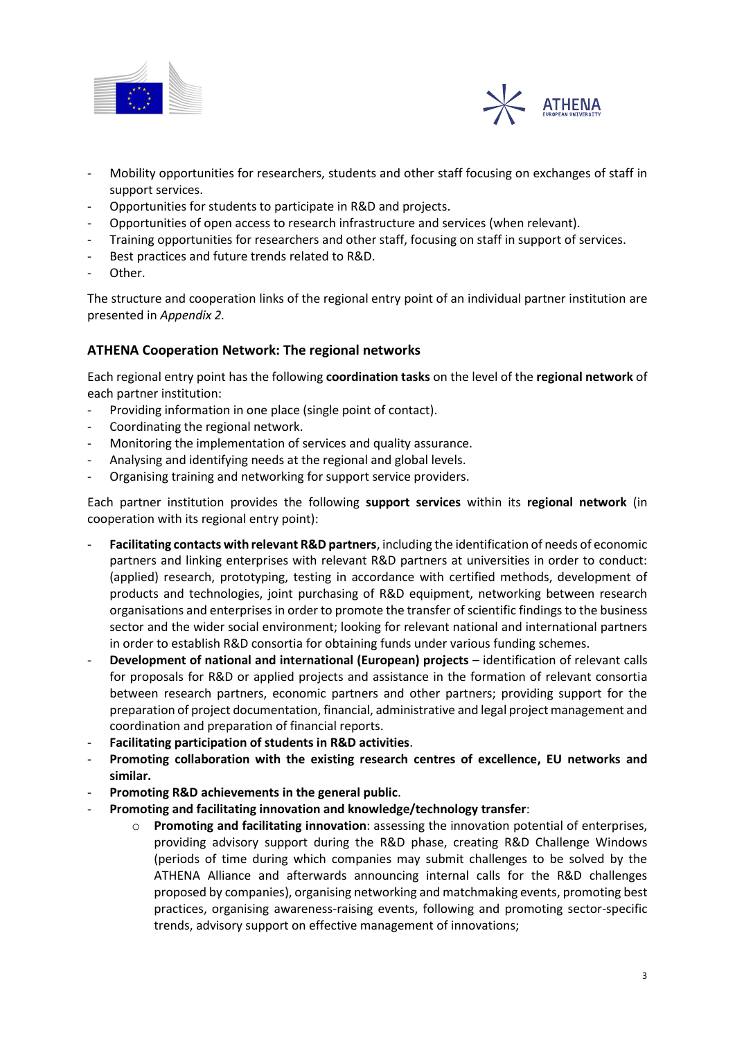- Mobility opportunities for researchers, students and other staff focusing on exchanges of staff in support services.
- Opportunities for students to participate in R&D and projects.
- Opportunities of open access to research infrastructure and services (when relevant).
- Training opportunities for researchers and other staff, focusing on staff in support of services.
- Best practices and future trends related to R&D.
- Other.

The structure and cooperation links of the regional entry point of an individual partner institution are presented in *Appendix 2.*

### ATHENA Cooperation Network: The regional networks

Each regional entry point has the following **coordination tasks** on the level of the **regional network** of each partner institution:

- Providing information in one place (single point of contact).
- Coordinating the regional network.
- Monitoring the implementation of services and quality assurance.
- Analysing and identifying needs at the regional and global levels.
- Organising training and networking for support service providers.

Each partner institution provides the following **support services** within its **regional network** (in cooperation with its regional entry point):

- **Facilitating contacts with relevant R&D partners**, including the identification of needs of economic partners and linking enterprises with relevant R&D partners at universities in order to conduct: (applied) research, prototyping, testing in accordance with certified methods, development of products and technologies, joint purchasing of R&D equipment, networking between research organisations and enterprises in order to promote the transfer of scientific findings to the business sector and the wider social environment; looking for relevant national and international partners in order to establish R&D consortia for obtaining funds under various funding schemes.
- **Development of national and international (European) projects** – identification of relevant calls for proposals for R&D or applied projects and assistance in the formation of relevant consortia between research partners, economic partners and other partners; providing support for the preparation of project documentation, financial, administrative and legal project management and coordination and preparation of financial reports.
- **Facilitating participation of students in R&D activities**.
- **Promoting collaboration with the existing research centres of excellence, EU networks and similar.**
- **Promoting R&D achievements in the general public**.
- **Promoting and facilitating innovation and knowledge/technology transfer**:
    - **Promoting and facilitating innovation**: assessing the innovation potential of enterprises, providing advisory support during the R&D phase, creating R&D Challenge Windows (periods of time during which companies may submit challenges to be solved by the ATHENA Alliance and afterwards announcing internal calls for the R&D challenges proposed by companies), organising networking and matchmaking events, promoting best practices, organising awareness-raising events, following and promoting sector-specific trends, advisory support on effective management of innovations;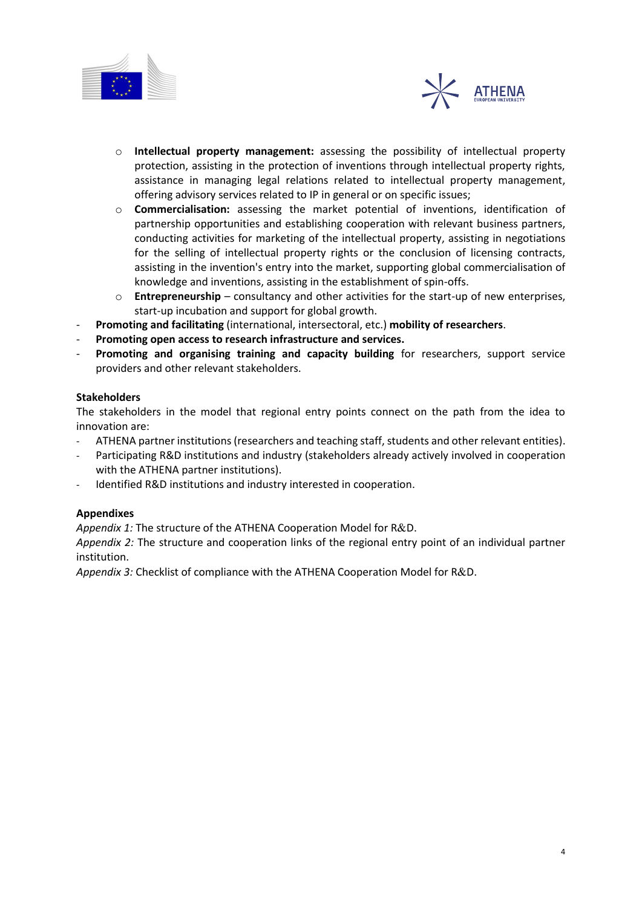- **Intellectual property management:** assessing the possibility of intellectual property protection, assisting in the protection of inventions through intellectual property rights, assistance in managing legal relations related to intellectual property management, offering advisory services related to IP in general or on specific issues;
    - **Commercialisation:** assessing the market potential of inventions, identification of partnership opportunities and establishing cooperation with relevant business partners, conducting activities for marketing of the intellectual property, assisting in negotiations for the selling of intellectual property rights or the conclusion of licensing contracts, assisting in the invention's entry into the market, supporting global commercialisation of knowledge and inventions, assisting in the establishment of spin-offs.
    - **Entrepreneurship** – consultancy and other activities for the start-up of new enterprises, start-up incubation and support for global growth.
- **Promoting and facilitating** (international, intersectoral, etc.) **mobility of researchers**.
- **Promoting open access to research infrastructure and services.**
- **Promoting and organising training and capacity building** for researchers, support service providers and other relevant stakeholders.

**Stakeholders**

The stakeholders in the model that regional entry points connect on the path from the idea to innovation are:

- ATHENA partner institutions (researchers and teaching staff, students and other relevant entities).
- Participating R&D institutions and industry (stakeholders already actively involved in cooperation with the ATHENA partner institutions).
- Identified R&D institutions and industry interested in cooperation.

**Appendixes**

*Appendix 1:* The structure of the ATHENA Cooperation Model for R&D.

*Appendix 2:* The structure and cooperation links of the regional entry point of an individual partner institution.

*Appendix 3:* Checklist of compliance with the ATHENA Cooperation Model for R&D.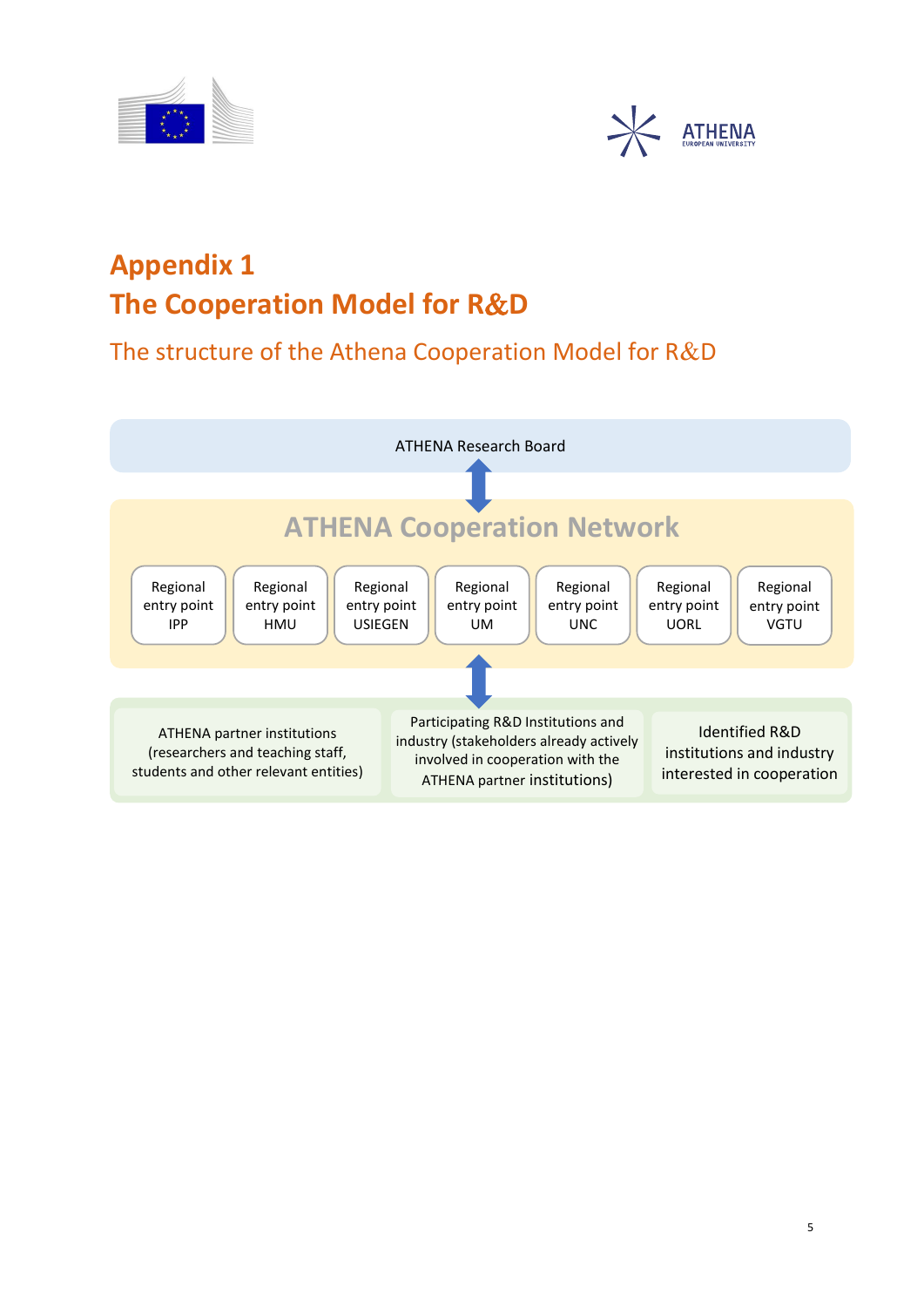# Appendix 1
# The Cooperation Model for R&D

## The structure of the Athena Cooperation Model for R&D

ATHENA Research Board

ATHENA Cooperation Network

Regional entry point IPP

Regional entry point HMU

Regional entry point USIEGEN

Regional entry point UM

Regional entry point UNC

Regional entry point UORL

Regional entry point VGTU

ATHENA partner institutions (researchers and teaching staff, students and other relevant entities)

Participating R&D Institutions and industry (stakeholders already actively involved in cooperation with the ATHENA partner institutions)

Identified R&D institutions and industry interested in cooperation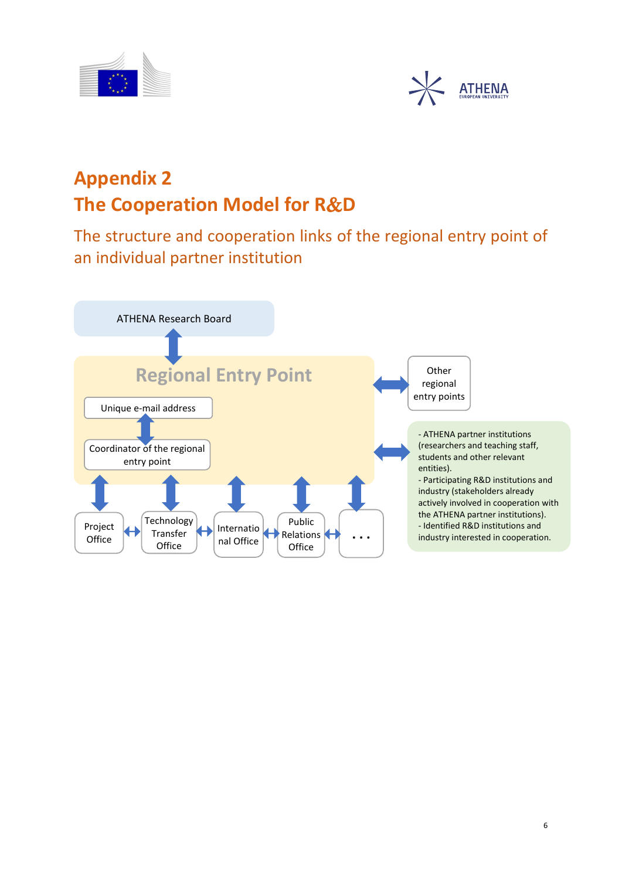# Appendix 2
# The Cooperation Model for R&D

## The structure and cooperation links of the regional entry point of an individual partner institution

ATHENA Research Board

Regional Entry Point

Unique e-mail address

Coordinator of the regional entry point

Other regional entry points

- ATHENA partner institutions (researchers and teaching staff, students and other relevant entities).
- Participating R&D institutions and industry (stakeholders already actively involved in cooperation with the ATHENA partner institutions).
- Identified R&D institutions and industry interested in cooperation.

Project Office

Technology Transfer Office

International Office

Public Relations Office

. . .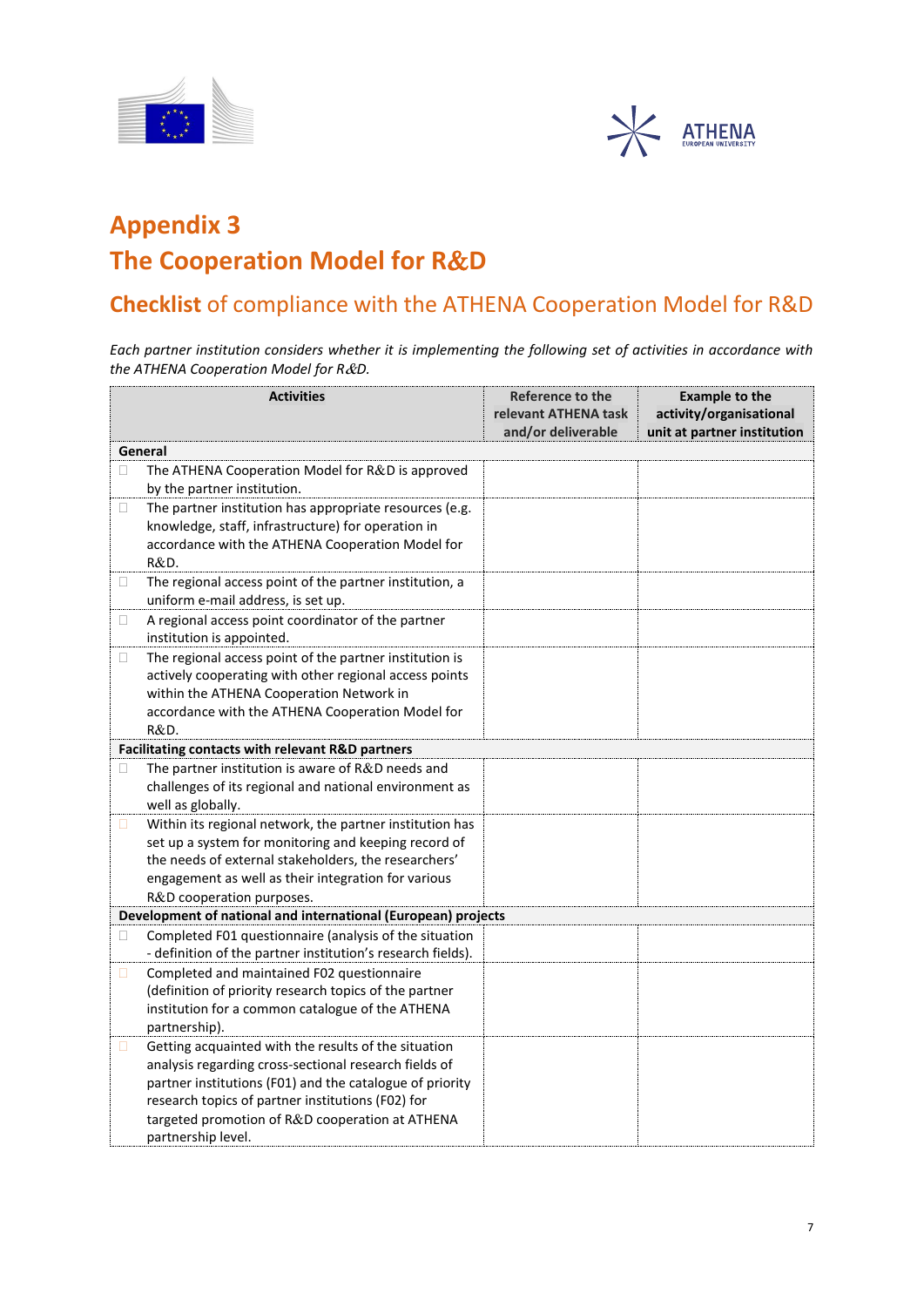# Appendix 3

# The Cooperation Model for R&D

## **Checklist** of compliance with the ATHENA Cooperation Model for R&D

*Each partner institution considers whether it is implementing the following set of activities in accordance with the ATHENA Cooperation Model for R&D.*

| Activities | Reference to the relevant ATHENA task and/or deliverable | Example to the activity/organisational unit at partner institution |
|---|---|---|
| **General** | | |
| ☐ The ATHENA Cooperation Model for R&D is approved by the partner institution. | | |
| ☐ The partner institution has appropriate resources (e.g. knowledge, staff, infrastructure) for operation in accordance with the ATHENA Cooperation Model for R&D. | | |
| ☐ The regional access point of the partner institution, a uniform e-mail address, is set up. | | |
| ☐ A regional access point coordinator of the partner institution is appointed. | | |
| ☐ The regional access point of the partner institution is actively cooperating with other regional access points within the ATHENA Cooperation Network in accordance with the ATHENA Cooperation Model for R&D. | | |
| **Facilitating contacts with relevant R&D partners** | | |
| ☐ The partner institution is aware of R&D needs and challenges of its regional and national environment as well as globally. | | |
| ☐ Within its regional network, the partner institution has set up a system for monitoring and keeping record of the needs of external stakeholders, the researchers' engagement as well as their integration for various R&D cooperation purposes. | | |
| **Development of national and international (European) projects** | | |
| ☐ Completed F01 questionnaire (analysis of the situation - definition of the partner institution's research fields). | | |
| ☐ Completed and maintained F02 questionnaire (definition of priority research topics of the partner institution for a common catalogue of the ATHENA partnership). | | |
| ☐ Getting acquainted with the results of the situation analysis regarding cross-sectional research fields of partner institutions (F01) and the catalogue of priority research topics of partner institutions (F02) for targeted promotion of R&D cooperation at ATHENA partnership level. | | |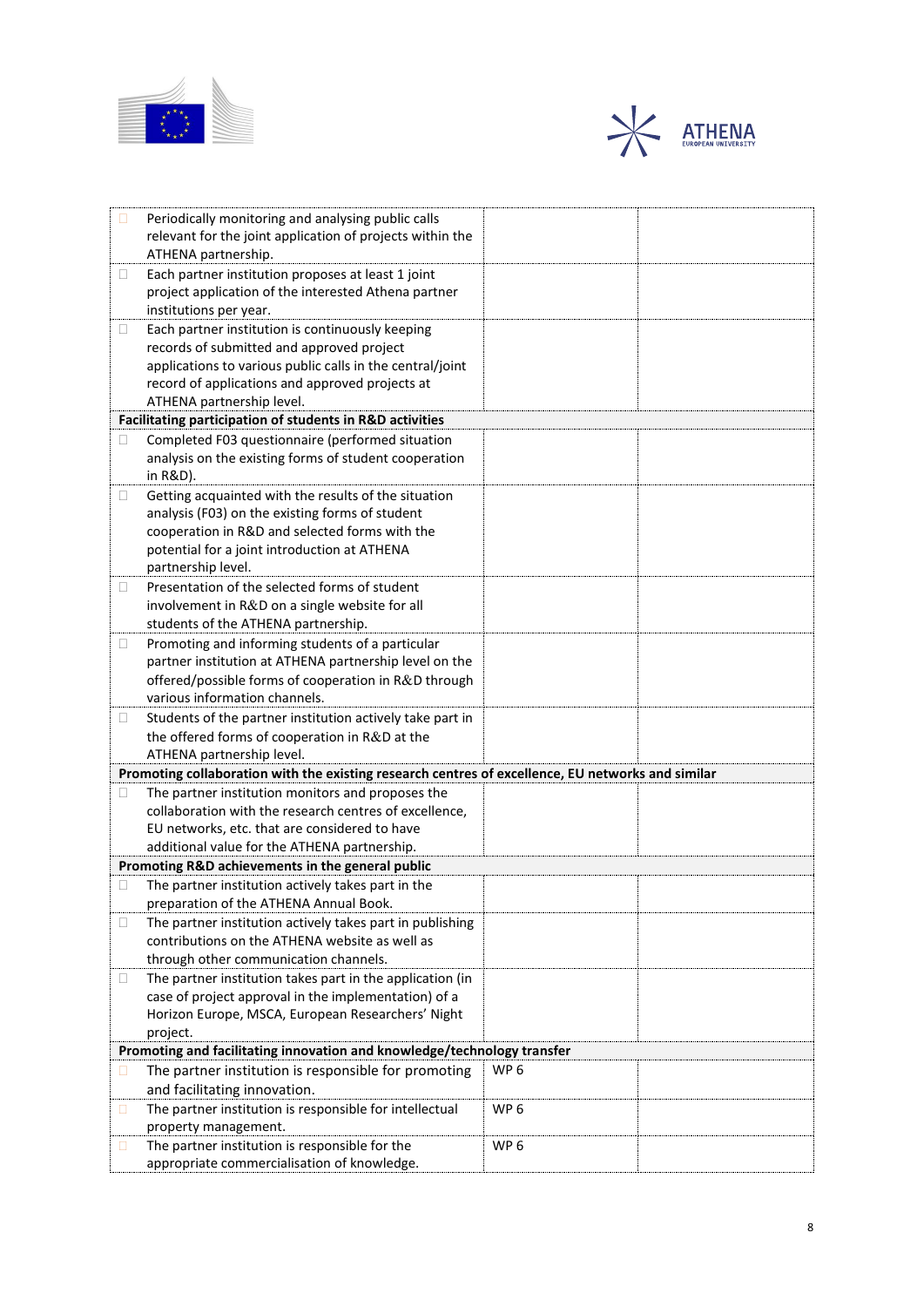| | | |
|---|---|---|
| ☐ Periodically monitoring and analysing public calls relevant for the joint application of projects within the ATHENA partnership. | | |
| ☐ Each partner institution proposes at least 1 joint project application of the interested Athena partner institutions per year. | | |
| ☐ Each partner institution is continuously keeping records of submitted and approved project applications to various public calls in the central/joint record of applications and approved projects at ATHENA partnership level. | | |
| **Facilitating participation of students in R&D activities** | | |
| ☐ Completed F03 questionnaire (performed situation analysis on the existing forms of student cooperation in R&D). | | |
| ☐ Getting acquainted with the results of the situation analysis (F03) on the existing forms of student cooperation in R&D and selected forms with the potential for a joint introduction at ATHENA partnership level. | | |
| ☐ Presentation of the selected forms of student involvement in R&D on a single website for all students of the ATHENA partnership. | | |
| ☐ Promoting and informing students of a particular partner institution at ATHENA partnership level on the offered/possible forms of cooperation in R&D through various information channels. | | |
| ☐ Students of the partner institution actively take part in the offered forms of cooperation in R&D at the ATHENA partnership level. | | |
| **Promoting collaboration with the existing research centres of excellence, EU networks and similar** | | |
| ☐ The partner institution monitors and proposes the collaboration with the research centres of excellence, EU networks, etc. that are considered to have additional value for the ATHENA partnership. | | |
| **Promoting R&D achievements in the general public** | | |
| ☐ The partner institution actively takes part in the preparation of the ATHENA Annual Book. | | |
| ☐ The partner institution actively takes part in publishing contributions on the ATHENA website as well as through other communication channels. | | |
| ☐ The partner institution takes part in the application (in case of project approval in the implementation) of a Horizon Europe, MSCA, European Researchers' Night project. | | |
| **Promoting and facilitating innovation and knowledge/technology transfer** | | |
| ☐ The partner institution is responsible for promoting and facilitating innovation. | WP 6 | |
| ☐ The partner institution is responsible for intellectual property management. | WP 6 | |
| ☐ The partner institution is responsible for the appropriate commercialisation of knowledge. | WP 6 | |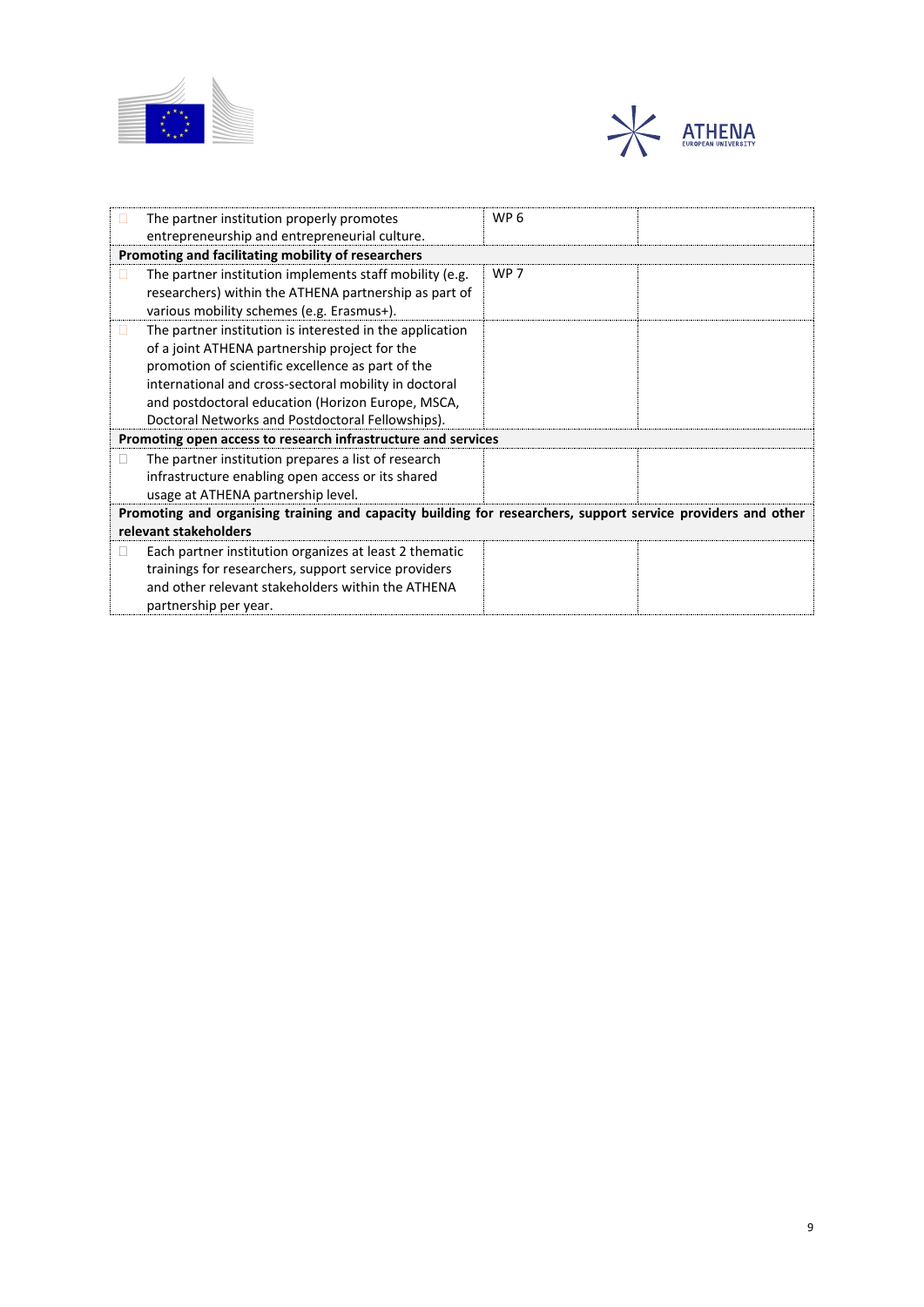| | | |
|---|---|---|
| ☐ The partner institution properly promotes entrepreneurship and entrepreneurial culture. | WP 6 | |
| **Promoting and facilitating mobility of researchers** | | |
| ☐ The partner institution implements staff mobility (e.g. researchers) within the ATHENA partnership as part of various mobility schemes (e.g. Erasmus+). | WP 7 | |
| ☐ The partner institution is interested in the application of a joint ATHENA partnership project for the promotion of scientific excellence as part of the international and cross-sectoral mobility in doctoral and postdoctoral education (Horizon Europe, MSCA, Doctoral Networks and Postdoctoral Fellowships). | | |
| **Promoting open access to research infrastructure and services** | | |
| ☐ The partner institution prepares a list of research infrastructure enabling open access or its shared usage at ATHENA partnership level. | | |
| **Promoting and organising training and capacity building for researchers, support service providers and other relevant stakeholders** | | |
| ☐ Each partner institution organizes at least 2 thematic trainings for researchers, support service providers and other relevant stakeholders within the ATHENA partnership per year. | | |